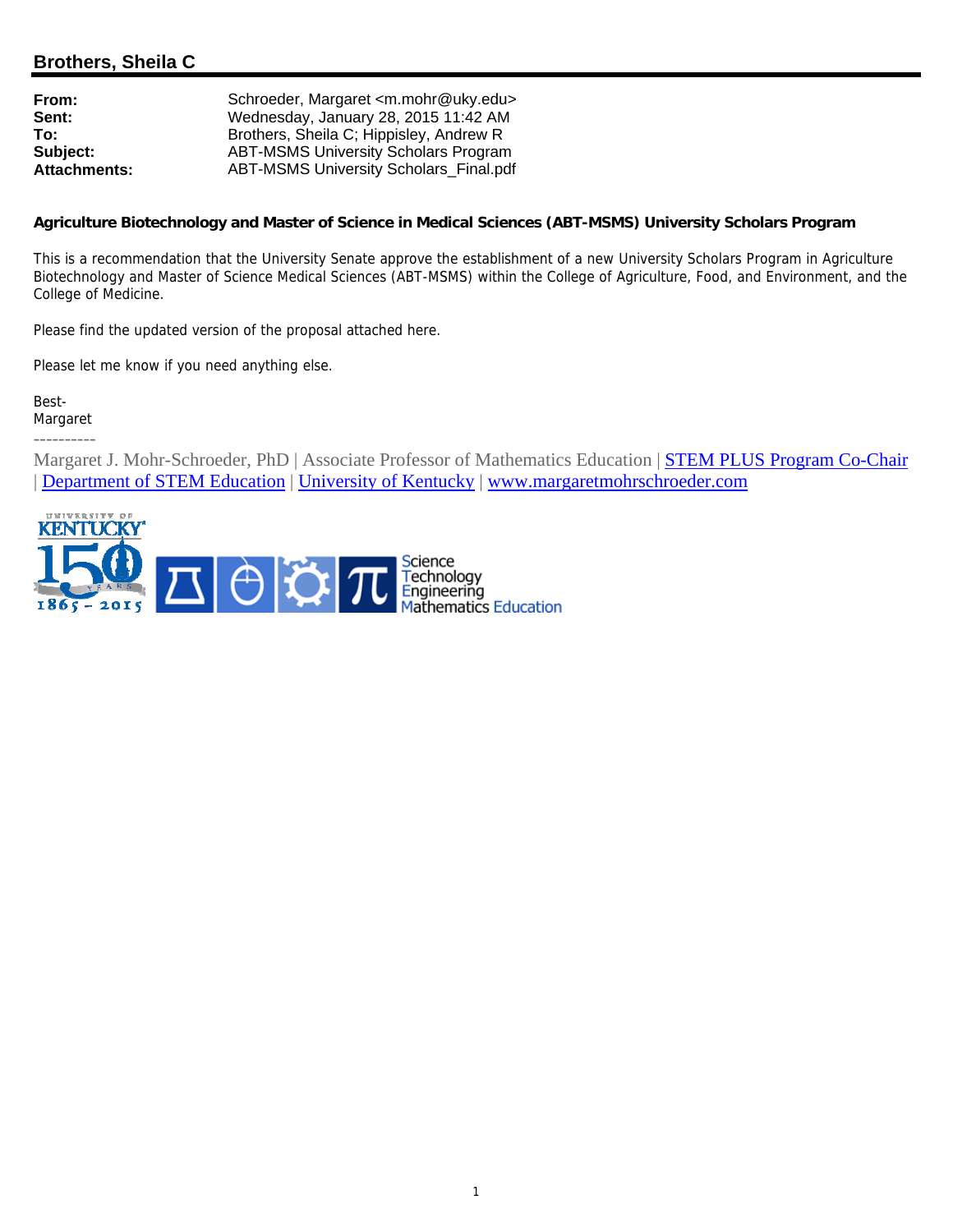## Brothers, Sheila C

| | |
|---|---|
| **From:** | Schroeder, Margaret <m.mohr@uky.edu> |
| **Sent:** | Wednesday, January 28, 2015 11:42 AM |
| **To:** | Brothers, Sheila C; Hippisley, Andrew R |
| **Subject:** | ABT-MSMS University Scholars Program |
| **Attachments:** | ABT-MSMS University Scholars_Final.pdf |

**Agriculture Biotechnology and Master of Science in Medical Sciences (ABT-MSMS) University Scholars Program**

This is a recommendation that the University Senate approve the establishment of a new University Scholars Program in Agriculture Biotechnology and Master of Science Medical Sciences (ABT-MSMS) within the College of Agriculture, Food, and Environment, and the College of Medicine.

Please find the updated version of the proposal attached here.

Please let me know if you need anything else.

Best-
Margaret

----------

Margaret J. Mohr-Schroeder, PhD | Associate Professor of Mathematics Education | STEM PLUS Program Co-Chair | Department of STEM Education | University of Kentucky | www.margaretmohrschroeder.com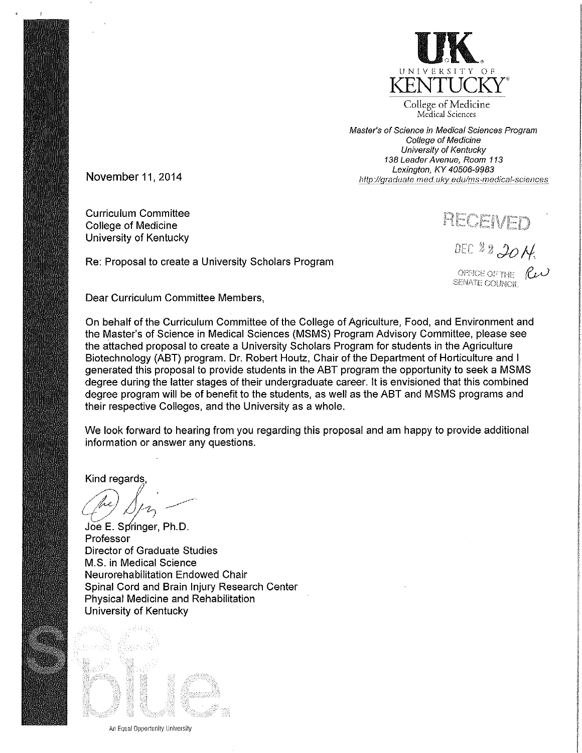UK
UNIVERSITY OF
KENTUCKY

College of Medicine
Medical Sciences

*Master's of Science in Medical Sciences Program*
*College of Medicine*
*University of Kentucky*
*138 Leader Avenue, Room 113*
*Lexington, KY 40506-9983*
*http://graduate.med.uky.edu/ms-medical-sciences*

November 11, 2014

RECEIVED
DEC 22 2014
OFFICE OF THE SENATE COUNCIL

Curriculum Committee
College of Medicine
University of Kentucky

Re: Proposal to create a University Scholars Program

Dear Curriculum Committee Members,

On behalf of the Curriculum Committee of the College of Agriculture, Food, and Environment and the Master's of Science in Medical Sciences (MSMS) Program Advisory Committee, please see the attached proposal to create a University Scholars Program for students in the Agriculture Biotechnology (ABT) program. Dr. Robert Houtz, Chair of the Department of Horticulture and I generated this proposal to provide students in the ABT program the opportunity to seek a MSMS degree during the latter stages of their undergraduate career. It is envisioned that this combined degree program will be of benefit to the students, as well as the ABT and MSMS programs and their respective Colleges, and the University as a whole.

We look forward to hearing from you regarding this proposal and am happy to provide additional information or answer any questions.

Kind regards,

Joe E. Springer, Ph.D.
Professor
Director of Graduate Studies
M.S. in Medical Science
Neurorehabilitation Endowed Chair
Spinal Cord and Brain Injury Research Center
Physical Medicine and Rehabilitation
University of Kentucky

see blue.

An Equal Opportunity University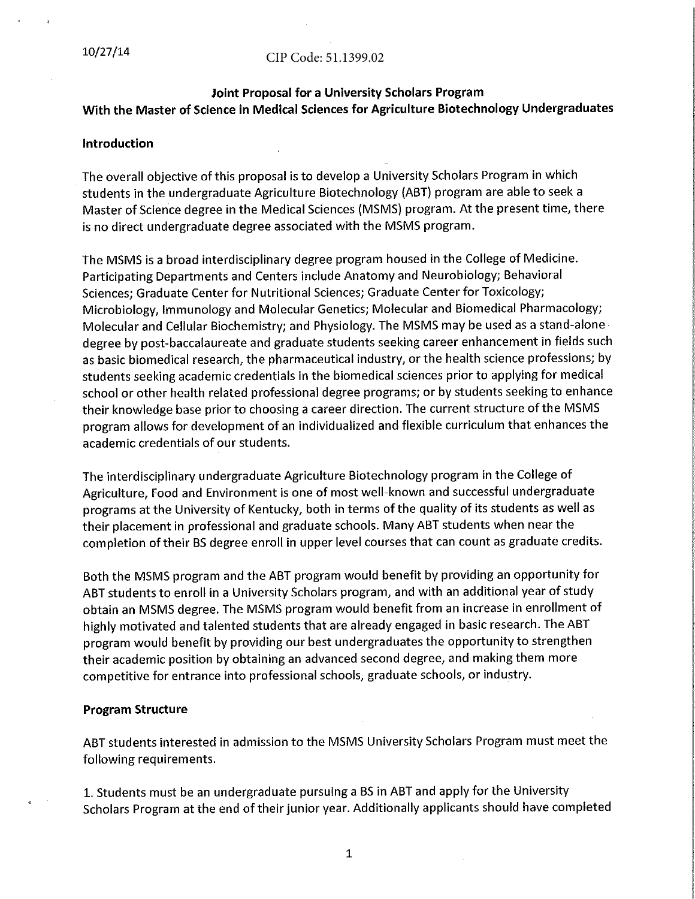10/27/14

CIP Code: 51.1399.02

# Joint Proposal for a University Scholars Program
## With the Master of Science in Medical Sciences for Agriculture Biotechnology Undergraduates

### Introduction

The overall objective of this proposal is to develop a University Scholars Program in which students in the undergraduate Agriculture Biotechnology (ABT) program are able to seek a Master of Science degree in the Medical Sciences (MSMS) program. At the present time, there is no direct undergraduate degree associated with the MSMS program.

The MSMS is a broad interdisciplinary degree program housed in the College of Medicine. Participating Departments and Centers include Anatomy and Neurobiology; Behavioral Sciences; Graduate Center for Nutritional Sciences; Graduate Center for Toxicology; Microbiology, Immunology and Molecular Genetics; Molecular and Biomedical Pharmacology; Molecular and Cellular Biochemistry; and Physiology. The MSMS may be used as a stand-alone degree by post-baccalaureate and graduate students seeking career enhancement in fields such as basic biomedical research, the pharmaceutical industry, or the health science professions; by students seeking academic credentials in the biomedical sciences prior to applying for medical school or other health related professional degree programs; or by students seeking to enhance their knowledge base prior to choosing a career direction. The current structure of the MSMS program allows for development of an individualized and flexible curriculum that enhances the academic credentials of our students.

The interdisciplinary undergraduate Agriculture Biotechnology program in the College of Agriculture, Food and Environment is one of most well-known and successful undergraduate programs at the University of Kentucky, both in terms of the quality of its students as well as their placement in professional and graduate schools. Many ABT students when near the completion of their BS degree enroll in upper level courses that can count as graduate credits.

Both the MSMS program and the ABT program would benefit by providing an opportunity for ABT students to enroll in a University Scholars program, and with an additional year of study obtain an MSMS degree. The MSMS program would benefit from an increase in enrollment of highly motivated and talented students that are already engaged in basic research. The ABT program would benefit by providing our best undergraduates the opportunity to strengthen their academic position by obtaining an advanced second degree, and making them more competitive for entrance into professional schools, graduate schools, or industry.

### Program Structure

ABT students interested in admission to the MSMS University Scholars Program must meet the following requirements.

1. Students must be an undergraduate pursuing a BS in ABT and apply for the University Scholars Program at the end of their junior year. Additionally applicants should have completed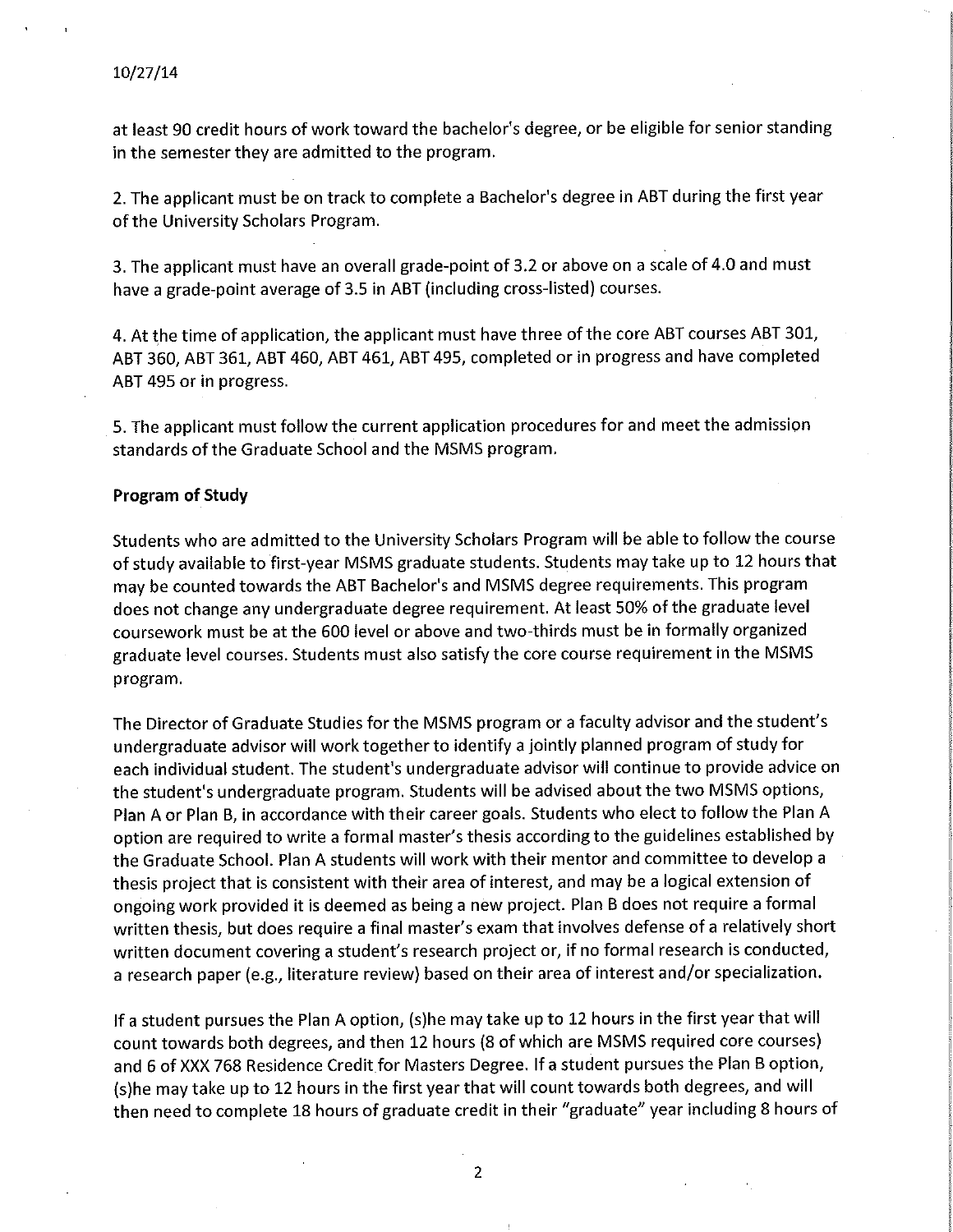at least 90 credit hours of work toward the bachelor's degree, or be eligible for senior standing in the semester they are admitted to the program.

2. The applicant must be on track to complete a Bachelor's degree in ABT during the first year of the University Scholars Program.

3. The applicant must have an overall grade-point of 3.2 or above on a scale of 4.0 and must have a grade-point average of 3.5 in ABT (including cross-listed) courses.

4. At the time of application, the applicant must have three of the core ABT courses ABT 301, ABT 360, ABT 361, ABT 460, ABT 461, ABT 495, completed or in progress and have completed ABT 495 or in progress.

5. The applicant must follow the current application procedures for and meet the admission standards of the Graduate School and the MSMS program.

**Program of Study**

Students who are admitted to the University Scholars Program will be able to follow the course of study available to first-year MSMS graduate students. Students may take up to 12 hours that may be counted towards the ABT Bachelor's and MSMS degree requirements. This program does not change any undergraduate degree requirement. At least 50% of the graduate level coursework must be at the 600 level or above and two-thirds must be in formally organized graduate level courses. Students must also satisfy the core course requirement in the MSMS program.

The Director of Graduate Studies for the MSMS program or a faculty advisor and the student's undergraduate advisor will work together to identify a jointly planned program of study for each individual student. The student's undergraduate advisor will continue to provide advice on the student's undergraduate program. Students will be advised about the two MSMS options, Plan A or Plan B, in accordance with their career goals. Students who elect to follow the Plan A option are required to write a formal master's thesis according to the guidelines established by the Graduate School. Plan A students will work with their mentor and committee to develop a thesis project that is consistent with their area of interest, and may be a logical extension of ongoing work provided it is deemed as being a new project. Plan B does not require a formal written thesis, but does require a final master's exam that involves defense of a relatively short written document covering a student's research project or, if no formal research is conducted, a research paper (e.g., literature review) based on their area of interest and/or specialization.

If a student pursues the Plan A option, (s)he may take up to 12 hours in the first year that will count towards both degrees, and then 12 hours (8 of which are MSMS required core courses) and 6 of XXX 768 Residence Credit for Masters Degree. If a student pursues the Plan B option, (s)he may take up to 12 hours in the first year that will count towards both degrees, and will then need to complete 18 hours of graduate credit in their "graduate" year including 8 hours of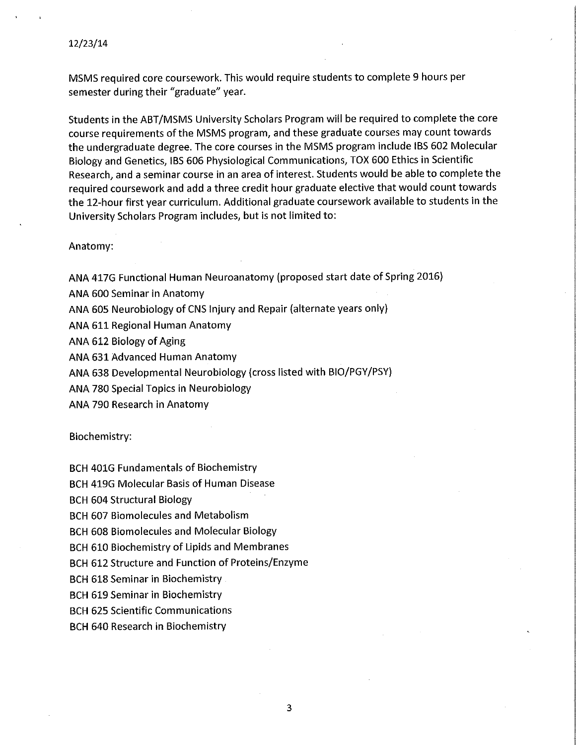12/23/14

MSMS required core coursework. This would require students to complete 9 hours per semester during their "graduate" year.

Students in the ABT/MSMS University Scholars Program will be required to complete the core course requirements of the MSMS program, and these graduate courses may count towards the undergraduate degree. The core courses in the MSMS program include IBS 602 Molecular Biology and Genetics, IBS 606 Physiological Communications, TOX 600 Ethics in Scientific Research, and a seminar course in an area of interest. Students would be able to complete the required coursework and add a three credit hour graduate elective that would count towards the 12-hour first year curriculum. Additional graduate coursework available to students in the University Scholars Program includes, but is not limited to:

Anatomy:

ANA 417G Functional Human Neuroanatomy (proposed start date of Spring 2016)
ANA 600 Seminar in Anatomy
ANA 605 Neurobiology of CNS Injury and Repair (alternate years only)
ANA 611 Regional Human Anatomy
ANA 612 Biology of Aging
ANA 631 Advanced Human Anatomy
ANA 638 Developmental Neurobiology (cross listed with BIO/PGY/PSY)
ANA 780 Special Topics in Neurobiology
ANA 790 Research in Anatomy

Biochemistry:

BCH 401G Fundamentals of Biochemistry
BCH 419G Molecular Basis of Human Disease
BCH 604 Structural Biology
BCH 607 Biomolecules and Metabolism
BCH 608 Biomolecules and Molecular Biology
BCH 610 Biochemistry of Lipids and Membranes
BCH 612 Structure and Function of Proteins/Enzyme
BCH 618 Seminar in Biochemistry
BCH 619 Seminar in Biochemistry
BCH 625 Scientific Communications
BCH 640 Research in Biochemistry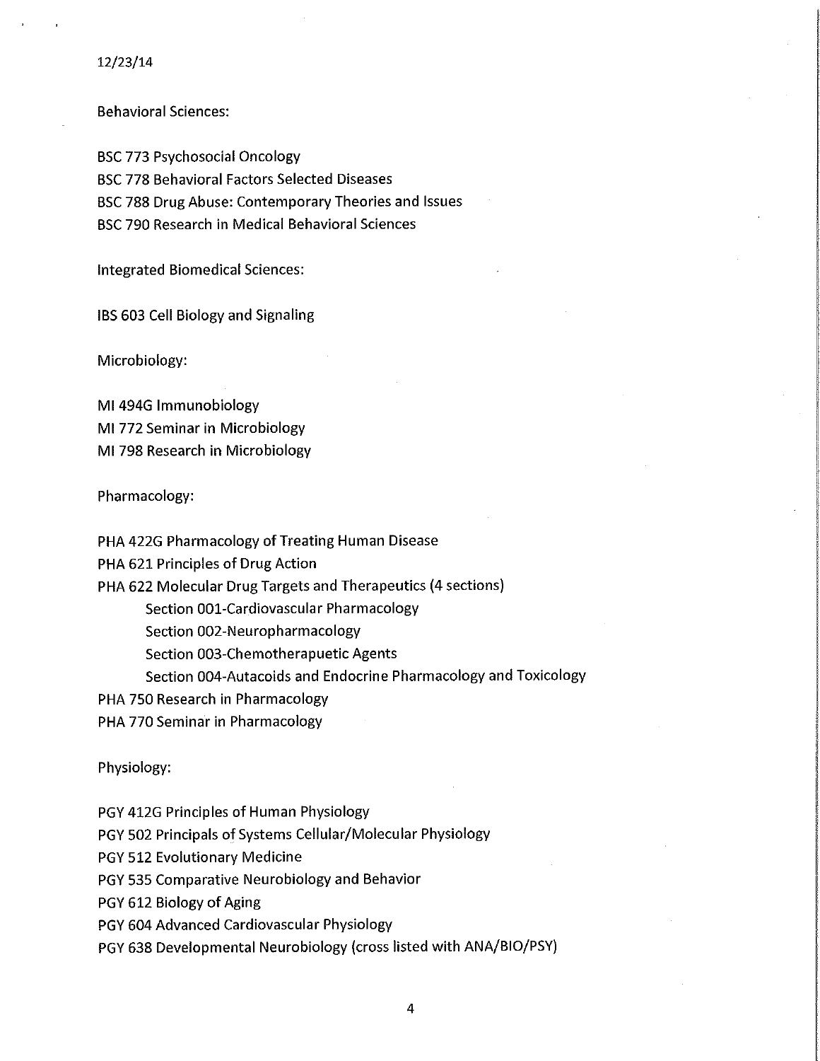12/23/14

Behavioral Sciences:

BSC 773 Psychosocial Oncology
BSC 778 Behavioral Factors Selected Diseases
BSC 788 Drug Abuse: Contemporary Theories and Issues
BSC 790 Research in Medical Behavioral Sciences

Integrated Biomedical Sciences:

IBS 603 Cell Biology and Signaling

Microbiology:

MI 494G Immunobiology
MI 772 Seminar in Microbiology
MI 798 Research in Microbiology

Pharmacology:

PHA 422G Pharmacology of Treating Human Disease
PHA 621 Principles of Drug Action
PHA 622 Molecular Drug Targets and Therapeutics (4 sections)
- Section 001-Cardiovascular Pharmacology
- Section 002-Neuropharmacology
- Section 003-Chemotherapuetic Agents
- Section 004-Autacoids and Endocrine Pharmacology and Toxicology

PHA 750 Research in Pharmacology
PHA 770 Seminar in Pharmacology

Physiology:

PGY 412G Principles of Human Physiology
PGY 502 Principals of Systems Cellular/Molecular Physiology
PGY 512 Evolutionary Medicine
PGY 535 Comparative Neurobiology and Behavior
PGY 612 Biology of Aging
PGY 604 Advanced Cardiovascular Physiology
PGY 638 Developmental Neurobiology (cross listed with ANA/BIO/PSY)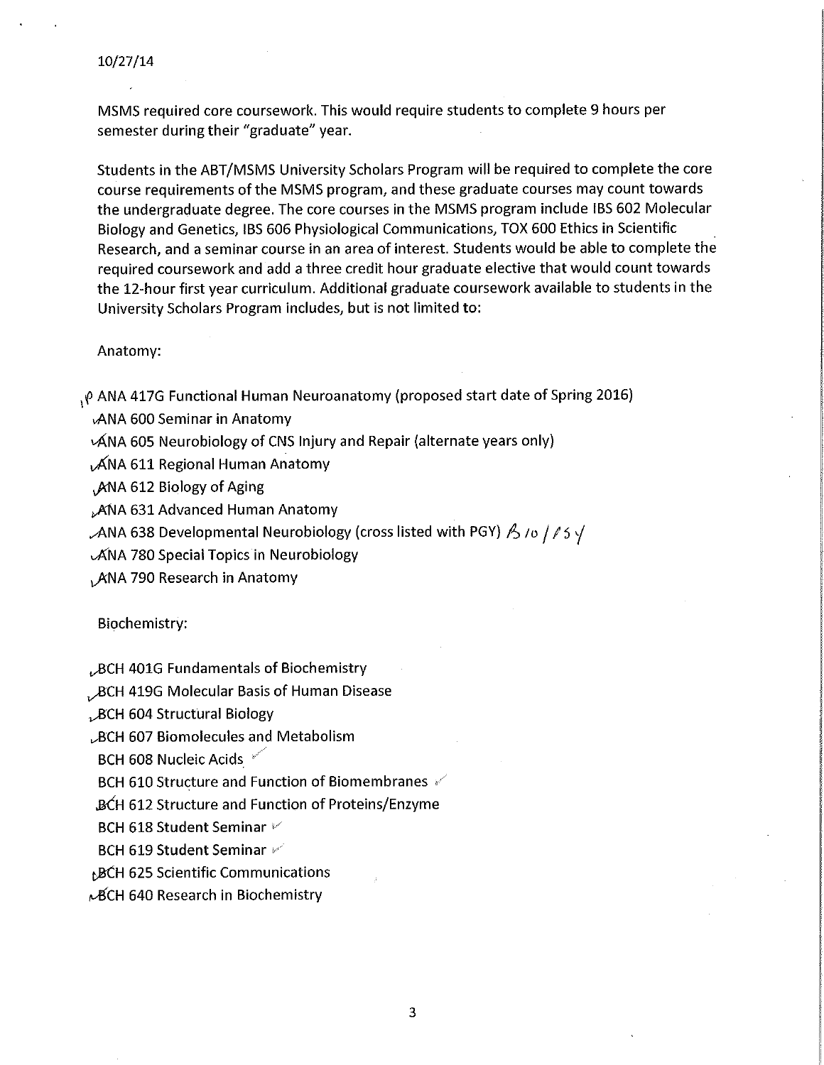10/27/14

MSMS required core coursework. This would require students to complete 9 hours per semester during their "graduate" year.

Students in the ABT/MSMS University Scholars Program will be required to complete the core course requirements of the MSMS program, and these graduate courses may count towards the undergraduate degree. The core courses in the MSMS program include IBS 602 Molecular Biology and Genetics, IBS 606 Physiological Communications, TOX 600 Ethics in Scientific Research, and a seminar course in an area of interest. Students would be able to complete the required coursework and add a three credit hour graduate elective that would count towards the 12-hour first year curriculum. Additional graduate coursework available to students in the University Scholars Program includes, but is not limited to:

Anatomy:

- ANA 417G Functional Human Neuroanatomy (proposed start date of Spring 2016)
- ANA 600 Seminar in Anatomy
- ANA 605 Neurobiology of CNS Injury and Repair (alternate years only)
- ANA 611 Regional Human Anatomy
- ANA 612 Biology of Aging
- ANA 631 Advanced Human Anatomy
- ANA 638 Developmental Neurobiology (cross listed with PGY) B 10 / 15 ✓
- ANA 780 Special Topics in Neurobiology
- ANA 790 Research in Anatomy

Biochemistry:

- BCH 401G Fundamentals of Biochemistry
- BCH 419G Molecular Basis of Human Disease
- BCH 604 Structural Biology
- BCH 607 Biomolecules and Metabolism
- BCH 608 Nucleic Acids
- BCH 610 Structure and Function of Biomembranes
- BCH 612 Structure and Function of Proteins/Enzyme
- BCH 618 Student Seminar
- BCH 619 Student Seminar
- BCH 625 Scientific Communications
- BCH 640 Research in Biochemistry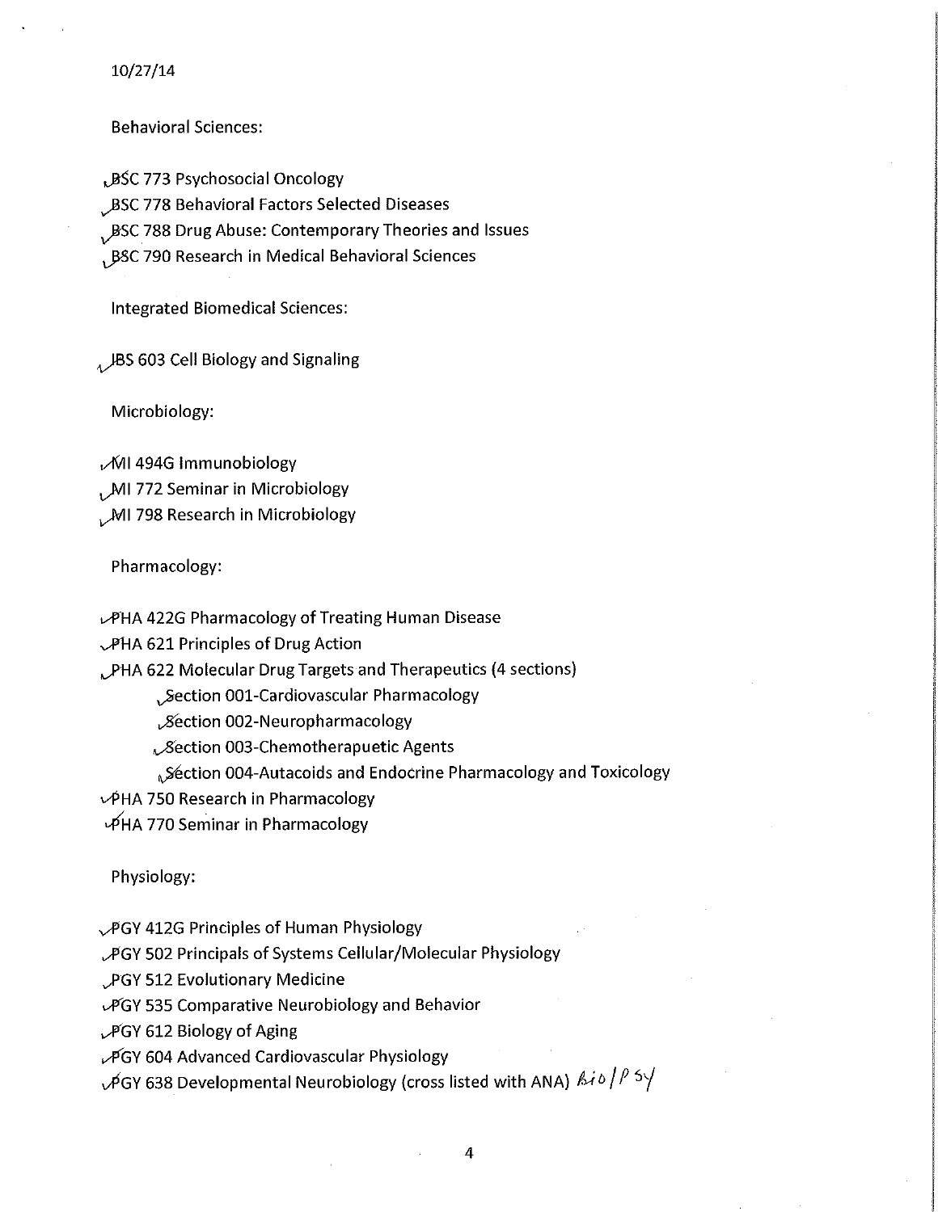10/27/14

Behavioral Sciences:

- BSC 773 Psychosocial Oncology
- BSC 778 Behavioral Factors Selected Diseases
- BSC 788 Drug Abuse: Contemporary Theories and Issues
- BSC 790 Research in Medical Behavioral Sciences

Integrated Biomedical Sciences:

- IBS 603 Cell Biology and Signaling

Microbiology:

- MI 494G Immunobiology
- MI 772 Seminar in Microbiology
- MI 798 Research in Microbiology

Pharmacology:

- PHA 422G Pharmacology of Treating Human Disease
- PHA 621 Principles of Drug Action
- PHA 622 Molecular Drug Targets and Therapeutics (4 sections)
  - Section 001-Cardiovascular Pharmacology
  - Section 002-Neuropharmacology
  - Section 003-Chemotherapuetic Agents
  - Section 004-Autacoids and Endocrine Pharmacology and Toxicology
- PHA 750 Research in Pharmacology
- PHA 770 Seminar in Pharmacology

Physiology:

- PGY 412G Principles of Human Physiology
- PGY 502 Principals of Systems Cellular/Molecular Physiology
- PGY 512 Evolutionary Medicine
- PGY 535 Comparative Neurobiology and Behavior
- PGY 612 Biology of Aging
- PGY 604 Advanced Cardiovascular Physiology
- PGY 638 Developmental Neurobiology (cross listed with ANA) Bio/Psy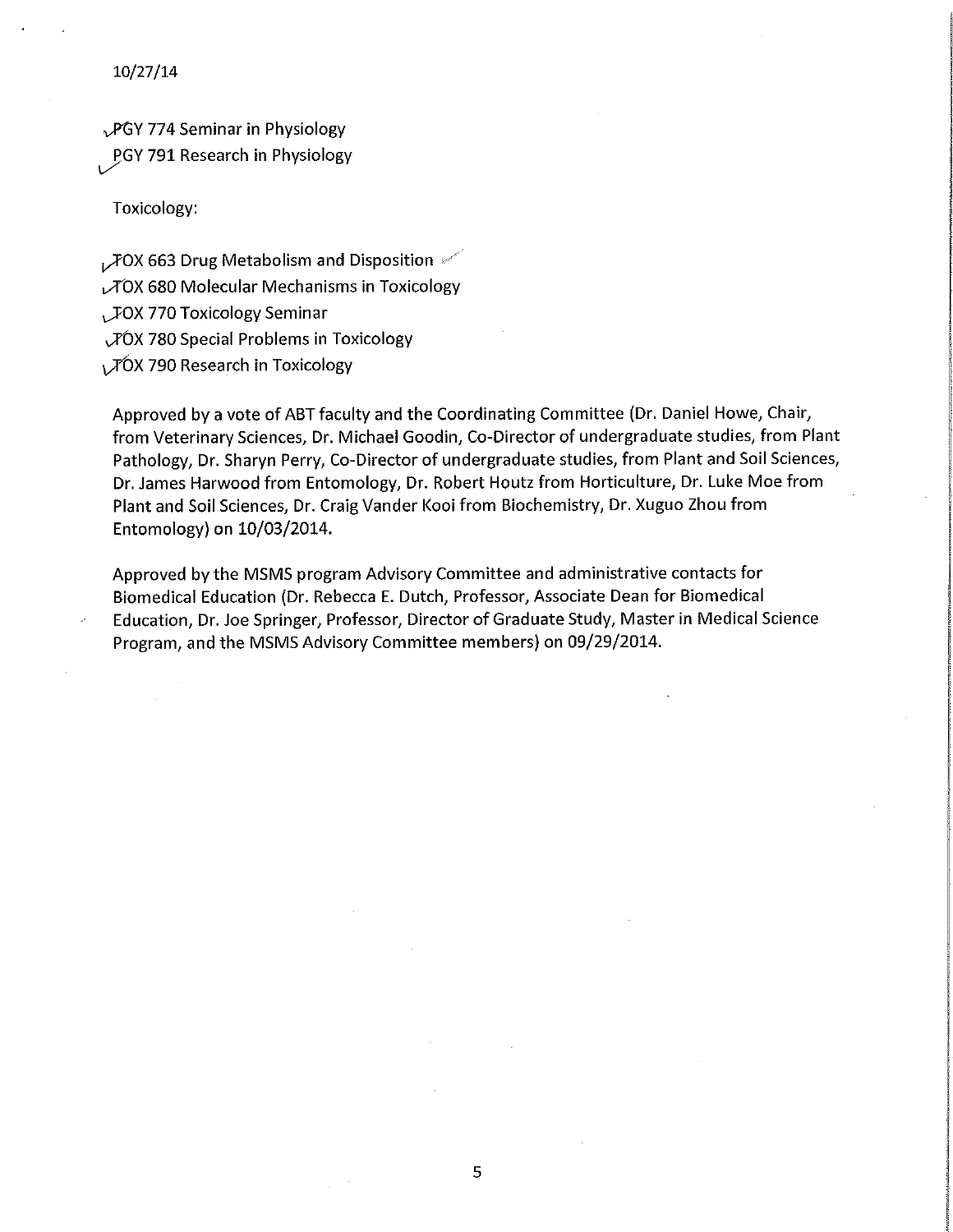10/27/14

- PGY 774 Seminar in Physiology
- PGY 791 Research in Physiology

Toxicology:

- TOX 663 Drug Metabolism and Disposition
- TOX 680 Molecular Mechanisms in Toxicology
- TOX 770 Toxicology Seminar
- TOX 780 Special Problems in Toxicology
- TOX 790 Research in Toxicology

Approved by a vote of ABT faculty and the Coordinating Committee (Dr. Daniel Howe, Chair, from Veterinary Sciences, Dr. Michael Goodin, Co-Director of undergraduate studies, from Plant Pathology, Dr. Sharyn Perry, Co-Director of undergraduate studies, from Plant and Soil Sciences, Dr. James Harwood from Entomology, Dr. Robert Houtz from Horticulture, Dr. Luke Moe from Plant and Soil Sciences, Dr. Craig Vander Kooi from Biochemistry, Dr. Xuguo Zhou from Entomology) on 10/03/2014.

Approved by the MSMS program Advisory Committee and administrative contacts for Biomedical Education (Dr. Rebecca E. Dutch, Professor, Associate Dean for Biomedical Education, Dr. Joe Springer, Professor, Director of Graduate Study, Master in Medical Science Program, and the MSMS Advisory Committee members) on 09/29/2014.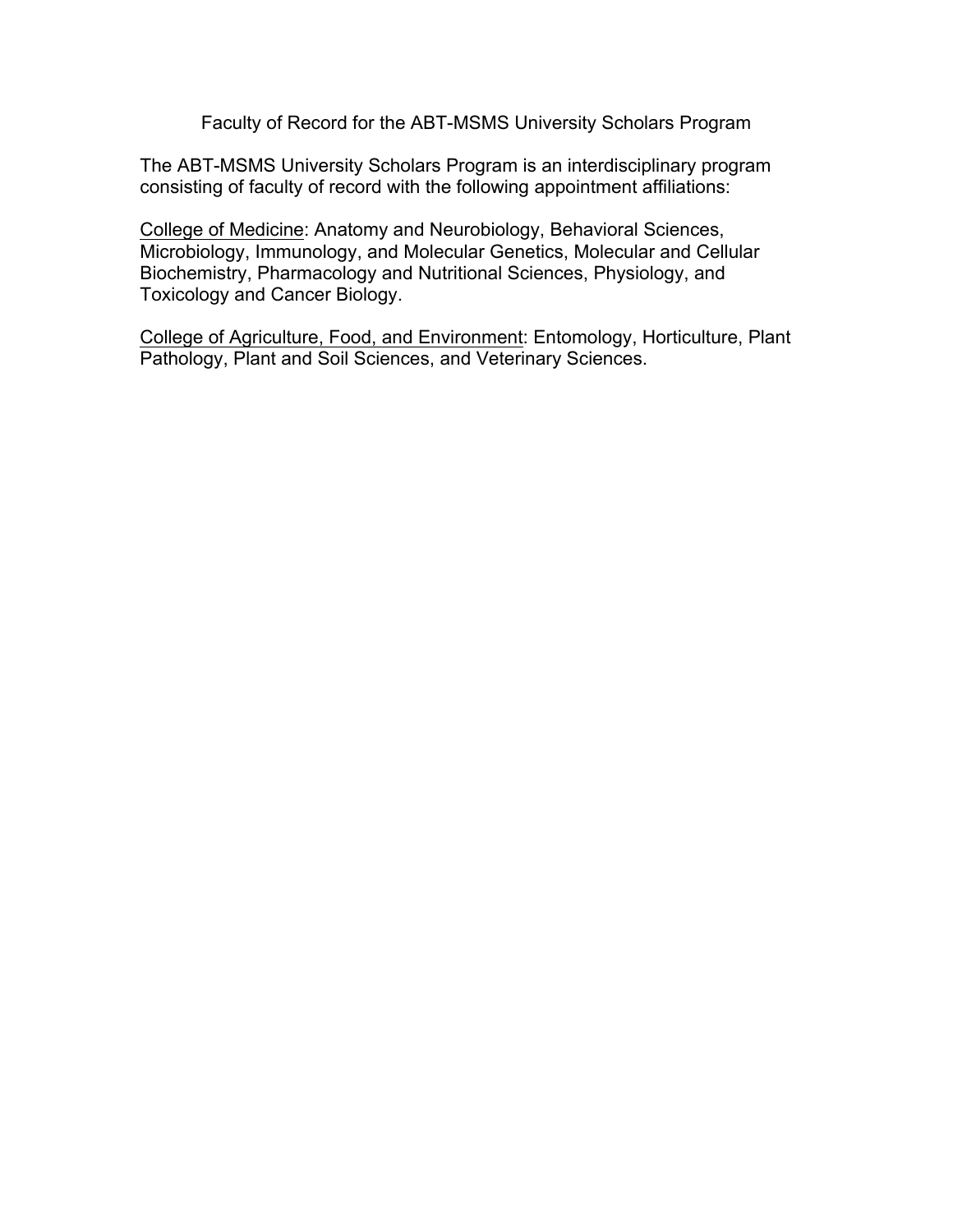# Faculty of Record for the ABT-MSMS University Scholars Program

The ABT-MSMS University Scholars Program is an interdisciplinary program consisting of faculty of record with the following appointment affiliations:

<u>College of Medicine</u>: Anatomy and Neurobiology, Behavioral Sciences, Microbiology, Immunology, and Molecular Genetics, Molecular and Cellular Biochemistry, Pharmacology and Nutritional Sciences, Physiology, and Toxicology and Cancer Biology.

<u>College of Agriculture, Food, and Environment</u>: Entomology, Horticulture, Plant Pathology, Plant and Soil Sciences, and Veterinary Sciences.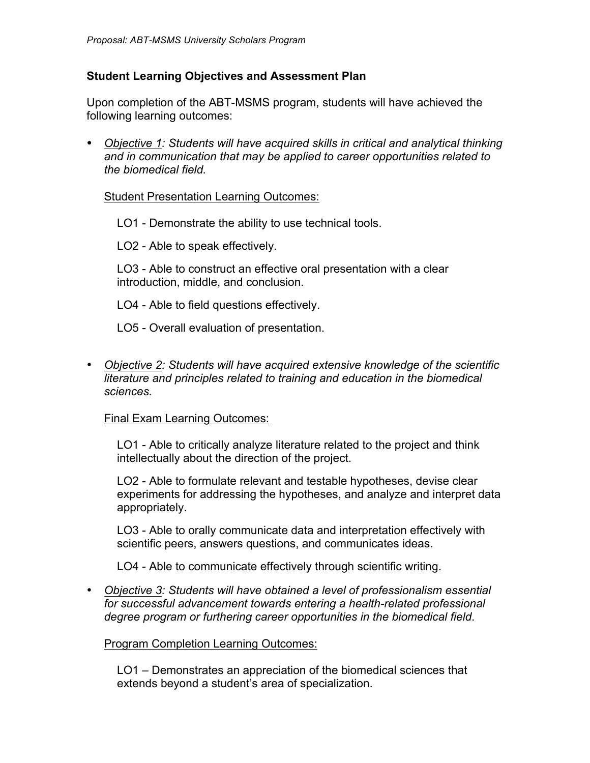### Student Learning Objectives and Assessment Plan

Upon completion of the ABT-MSMS program, students will have achieved the following learning outcomes:

- *Objective 1: Students will have acquired skills in critical and analytical thinking and in communication that may be applied to career opportunities related to the biomedical field.*

  Student Presentation Learning Outcomes:

  LO1 - Demonstrate the ability to use technical tools.

  LO2 - Able to speak effectively.

  LO3 - Able to construct an effective oral presentation with a clear introduction, middle, and conclusion.

  LO4 - Able to field questions effectively.

  LO5 - Overall evaluation of presentation.

- *Objective 2: Students will have acquired extensive knowledge of the scientific literature and principles related to training and education in the biomedical sciences.*

  Final Exam Learning Outcomes:

  LO1 - Able to critically analyze literature related to the project and think intellectually about the direction of the project.

  LO2 - Able to formulate relevant and testable hypotheses, devise clear experiments for addressing the hypotheses, and analyze and interpret data appropriately.

  LO3 - Able to orally communicate data and interpretation effectively with scientific peers, answers questions, and communicates ideas.

  LO4 - Able to communicate effectively through scientific writing.

- *Objective 3: Students will have obtained a level of professionalism essential for successful advancement towards entering a health-related professional degree program or furthering career opportunities in the biomedical field.*

  Program Completion Learning Outcomes:

  LO1 – Demonstrates an appreciation of the biomedical sciences that extends beyond a student's area of specialization.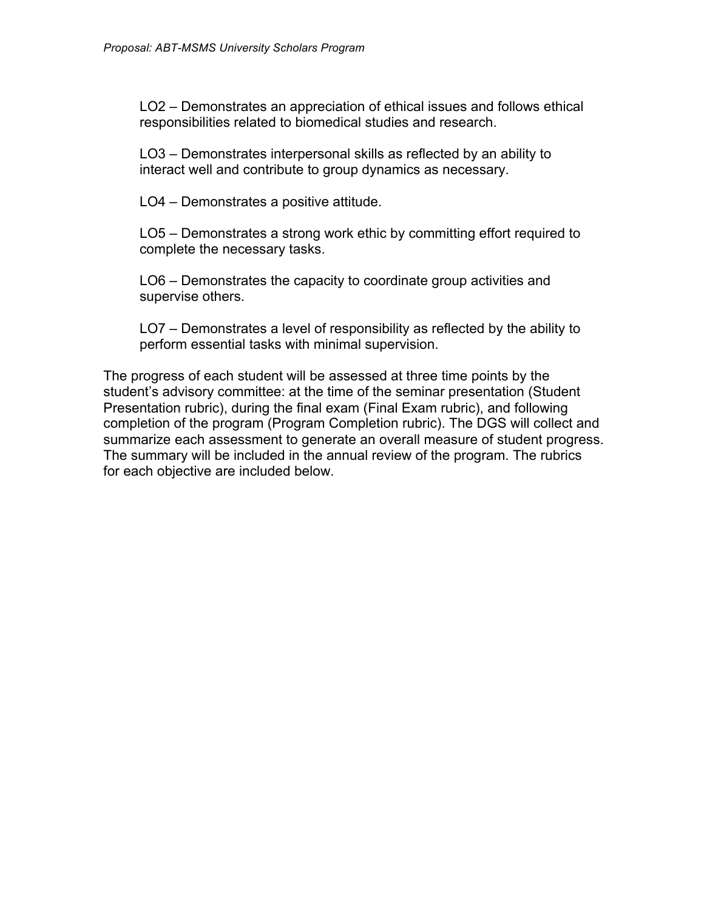LO2 – Demonstrates an appreciation of ethical issues and follows ethical responsibilities related to biomedical studies and research.

LO3 – Demonstrates interpersonal skills as reflected by an ability to interact well and contribute to group dynamics as necessary.

LO4 – Demonstrates a positive attitude.

LO5 – Demonstrates a strong work ethic by committing effort required to complete the necessary tasks.

LO6 – Demonstrates the capacity to coordinate group activities and supervise others.

LO7 – Demonstrates a level of responsibility as reflected by the ability to perform essential tasks with minimal supervision.

The progress of each student will be assessed at three time points by the student's advisory committee: at the time of the seminar presentation (Student Presentation rubric), during the final exam (Final Exam rubric), and following completion of the program (Program Completion rubric). The DGS will collect and summarize each assessment to generate an overall measure of student progress. The summary will be included in the annual review of the program. The rubrics for each objective are included below.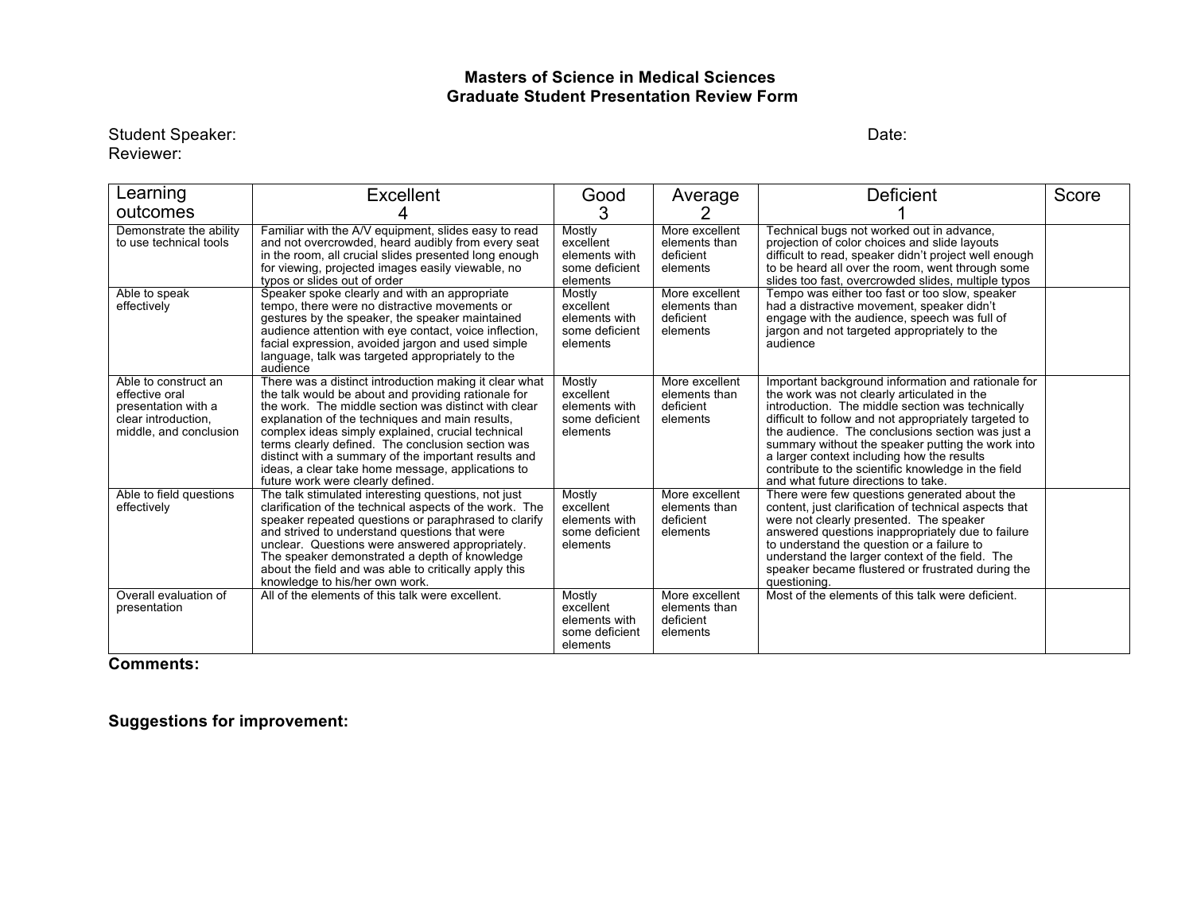**Masters of Science in Medical Sciences**
**Graduate Student Presentation Review Form**

Student Speaker: Date:
Reviewer:

| Learning outcomes | Excellent 4 | Good 3 | Average 2 | Deficient 1 | Score |
|---|---|---|---|---|---|
| Demonstrate the ability to use technical tools | Familiar with the A/V equipment, slides easy to read and not overcrowded, heard audibly from every seat in the room, all crucial slides presented long enough for viewing, projected images easily viewable, no typos or slides out of order | Mostly excellent elements with some deficient elements | More excellent elements than deficient elements | Technical bugs not worked out in advance, projection of color choices and slide layouts difficult to read, speaker didn't project well enough to be heard all over the room, went through some slides too fast, overcrowded slides, multiple typos | |
| Able to speak effectively | Speaker spoke clearly and with an appropriate tempo, there were no distractive movements or gestures by the speaker, the speaker maintained audience attention with eye contact, voice inflection, facial expression, avoided jargon and used simple language, talk was targeted appropriately to the audience | Mostly excellent elements with some deficient elements | More excellent elements than deficient elements | Tempo was either too fast or too slow, speaker had a distractive movement, speaker didn't engage with the audience, speech was full of jargon and not targeted appropriately to the audience | |
| Able to construct an effective oral presentation with a clear introduction, middle, and conclusion | There was a distinct introduction making it clear what the talk would be about and providing rationale for the work. The middle section was distinct with clear explanation of the techniques and main results, complex ideas simply explained, crucial technical terms clearly defined. The conclusion section was distinct with a summary of the important results and ideas, a clear take home message, applications to future work were clearly defined. | Mostly excellent elements with some deficient elements | More excellent elements than deficient elements | Important background information and rationale for the work was not clearly articulated in the introduction. The middle section was technically difficult to follow and not appropriately targeted to the audience. The conclusions section was just a summary without the speaker putting the work into a larger context including how the results contribute to the scientific knowledge in the field and what future directions to take. | |
| Able to field questions effectively | The talk stimulated interesting questions, not just clarification of the technical aspects of the work. The speaker repeated questions or paraphrased to clarify and strived to understand questions that were unclear. Questions were answered appropriately. The speaker demonstrated a depth of knowledge about the field and was able to critically apply this knowledge to his/her own work. | Mostly excellent elements with some deficient elements | More excellent elements than deficient elements | There were few questions generated about the content, just clarification of technical aspects that were not clearly presented. The speaker answered questions inappropriately due to failure to understand the question or a failure to understand the larger context of the field. The speaker became flustered or frustrated during the questioning. | |
| Overall evaluation of presentation | All of the elements of this talk were excellent. | Mostly excellent elements with some deficient elements | More excellent elements than deficient elements | Most of the elements of this talk were deficient. | |

**Comments:**

**Suggestions for improvement:**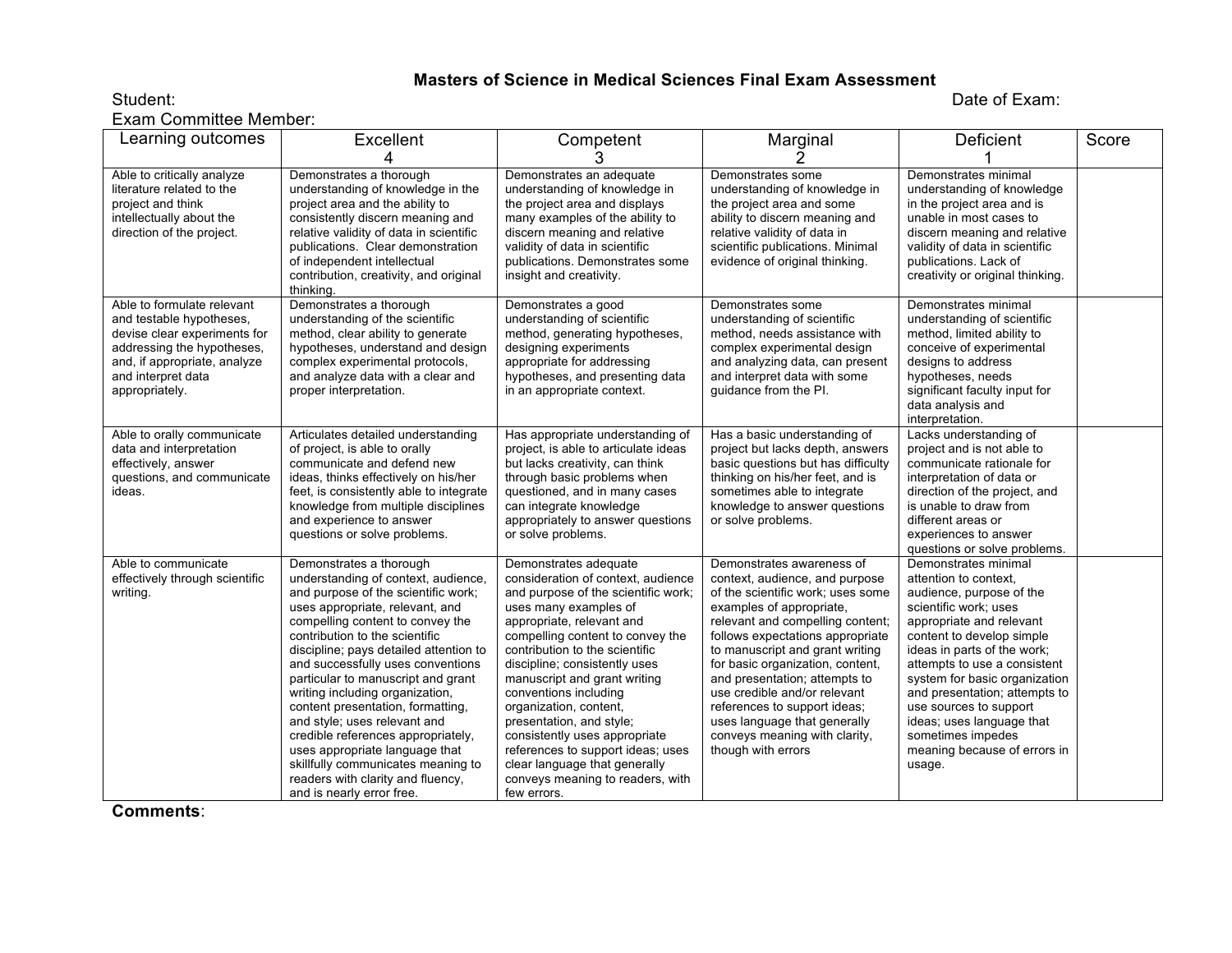# Masters of Science in Medical Sciences Final Exam Assessment

Student: Date of Exam:

Exam Committee Member:

| Learning outcomes | Excellent 4 | Competent 3 | Marginal 2 | Deficient 1 | Score |
|---|---|---|---|---|---|
| Able to critically analyze literature related to the project and think intellectually about the direction of the project. | Demonstrates a thorough understanding of knowledge in the project area and the ability to consistently discern meaning and relative validity of data in scientific publications. Clear demonstration of independent intellectual contribution, creativity, and original thinking. | Demonstrates an adequate understanding of knowledge in the project area and displays many examples of the ability to discern meaning and relative validity of data in scientific publications. Demonstrates some insight and creativity. | Demonstrates some understanding of knowledge in the project area and some ability to discern meaning and relative validity of data in scientific publications. Minimal evidence of original thinking. | Demonstrates minimal understanding of knowledge in the project area and is unable in most cases to discern meaning and relative validity of data in scientific publications. Lack of creativity or original thinking. | |
| Able to formulate relevant and testable hypotheses, devise clear experiments for addressing the hypotheses, and, if appropriate, analyze and interpret data appropriately. | Demonstrates a thorough understanding of the scientific method, clear ability to generate hypotheses, understand and design complex experimental protocols, and analyze data with a clear and proper interpretation. | Demonstrates a good understanding of scientific method, generating hypotheses, designing experiments appropriate for addressing hypotheses, and presenting data in an appropriate context. | Demonstrates some understanding of scientific method, needs assistance with complex experimental design and analyzing data, can present and interpret data with some guidance from the PI. | Demonstrates minimal understanding of scientific method, limited ability to conceive of experimental designs to address hypotheses, needs significant faculty input for data analysis and interpretation. | |
| Able to orally communicate data and interpretation effectively, answer questions, and communicate ideas. | Articulates detailed understanding of project, is able to orally communicate and defend new ideas, thinks effectively on his/her feet, is consistently able to integrate knowledge from multiple disciplines and experience to answer questions or solve problems. | Has appropriate understanding of project, is able to articulate ideas but lacks creativity, can think through basic problems when questioned, and in many cases can integrate knowledge appropriately to answer questions or solve problems. | Has a basic understanding of project but lacks depth, answers basic questions but has difficulty thinking on his/her feet, and is sometimes able to integrate knowledge to answer questions or solve problems. | Lacks understanding of project and is not able to communicate rationale for interpretation of data or direction of the project, and is unable to draw from different areas or experiences to answer questions or solve problems. | |
| Able to communicate effectively through scientific writing. | Demonstrates a thorough understanding of context, audience, and purpose of the scientific work; uses appropriate, relevant, and compelling content to convey the contribution to the scientific discipline; pays detailed attention to and successfully uses conventions particular to manuscript and grant writing including organization, content presentation, formatting, and style; uses relevant and credible references appropriately, uses appropriate language that skillfully communicates meaning to readers with clarity and fluency, and is nearly error free. | Demonstrates adequate consideration of context, audience and purpose of the scientific work; uses many examples of appropriate, relevant and compelling content to convey the contribution to the scientific discipline; consistently uses manuscript and grant writing conventions including organization, content, presentation, and style; consistently uses appropriate references to support ideas; uses clear language that generally conveys meaning to readers, with few errors. | Demonstrates awareness of context, audience, and purpose of the scientific work; uses some examples of appropriate, relevant and compelling content; follows expectations appropriate to manuscript and grant writing for basic organization, content, and presentation; attempts to use credible and/or relevant references to support ideas; uses language that generally conveys meaning with clarity, though with errors | Demonstrates minimal attention to context, audience, purpose of the scientific work; uses appropriate and relevant content to develop simple ideas in parts of the work; attempts to use a consistent system for basic organization and presentation; attempts to use sources to support ideas; uses language that sometimes impedes meaning because of errors in usage. | |

**Comments**: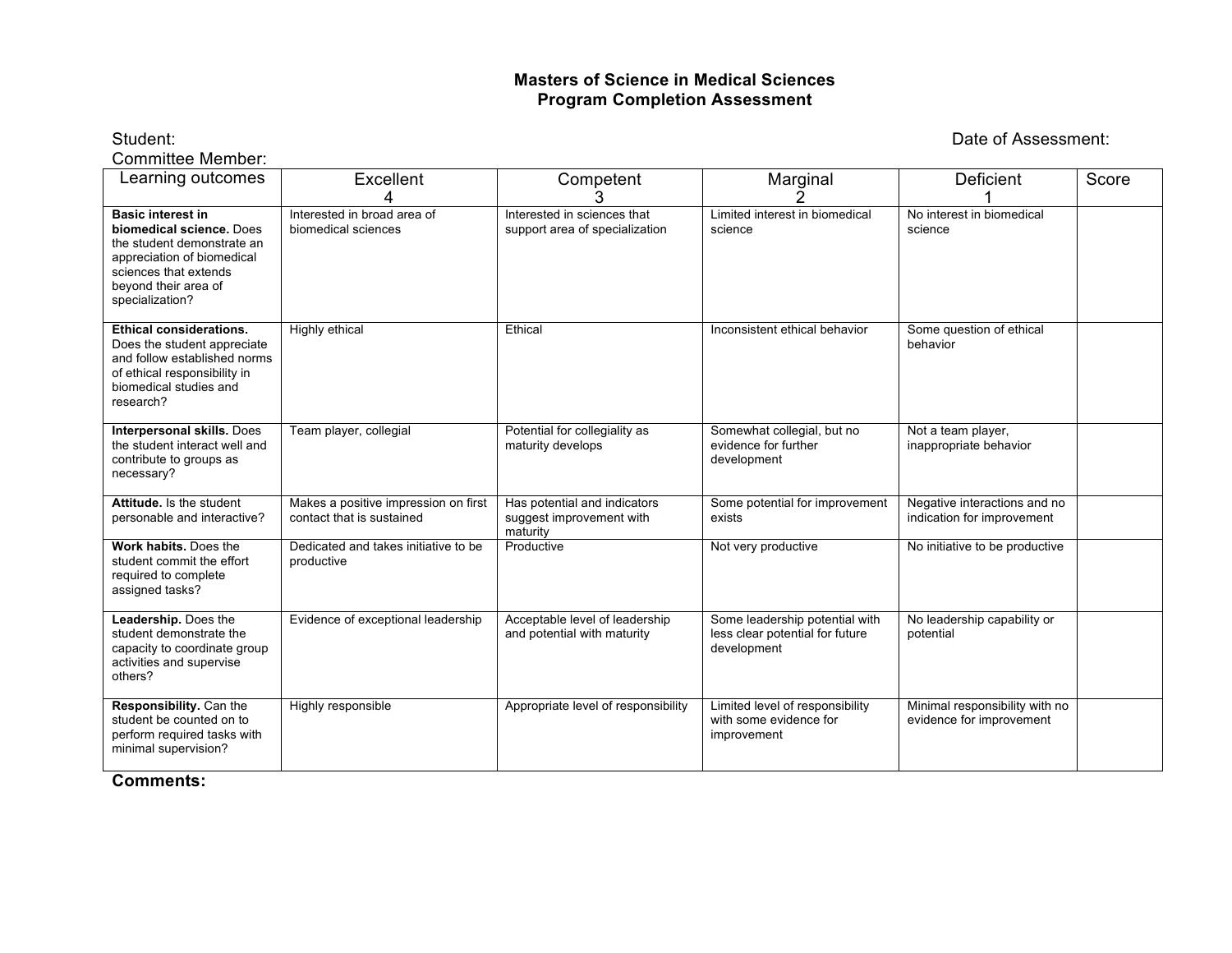# Masters of Science in Medical Sciences
## Program Completion Assessment

Student: Date of Assessment:

Committee Member:

| Learning outcomes | Excellent<br>4 | Competent<br>3 | Marginal<br>2 | Deficient<br>1 | Score |
|---|---|---|---|---|---|
| **Basic interest in biomedical science.** Does the student demonstrate an appreciation of biomedical sciences that extends beyond their area of specialization? | Interested in broad area of biomedical sciences | Interested in sciences that support area of specialization | Limited interest in biomedical science | No interest in biomedical science | |
| **Ethical considerations.** Does the student appreciate and follow established norms of ethical responsibility in biomedical studies and research? | Highly ethical | Ethical | Inconsistent ethical behavior | Some question of ethical behavior | |
| **Interpersonal skills.** Does the student interact well and contribute to groups as necessary? | Team player, collegial | Potential for collegiality as maturity develops | Somewhat collegial, but no evidence for further development | Not a team player, inappropriate behavior | |
| **Attitude.** Is the student personable and interactive? | Makes a positive impression on first contact that is sustained | Has potential and indicators suggest improvement with maturity | Some potential for improvement exists | Negative interactions and no indication for improvement | |
| **Work habits.** Does the student commit the effort required to complete assigned tasks? | Dedicated and takes initiative to be productive | Productive | Not very productive | No initiative to be productive | |
| **Leadership.** Does the student demonstrate the capacity to coordinate group activities and supervise others? | Evidence of exceptional leadership | Acceptable level of leadership and potential with maturity | Some leadership potential with less clear potential for future development | No leadership capability or potential | |
| **Responsibility.** Can the student be counted on to perform required tasks with minimal supervision? | Highly responsible | Appropriate level of responsibility | Limited level of responsibility with some evidence for improvement | Minimal responsibility with no evidence for improvement | |

**Comments:**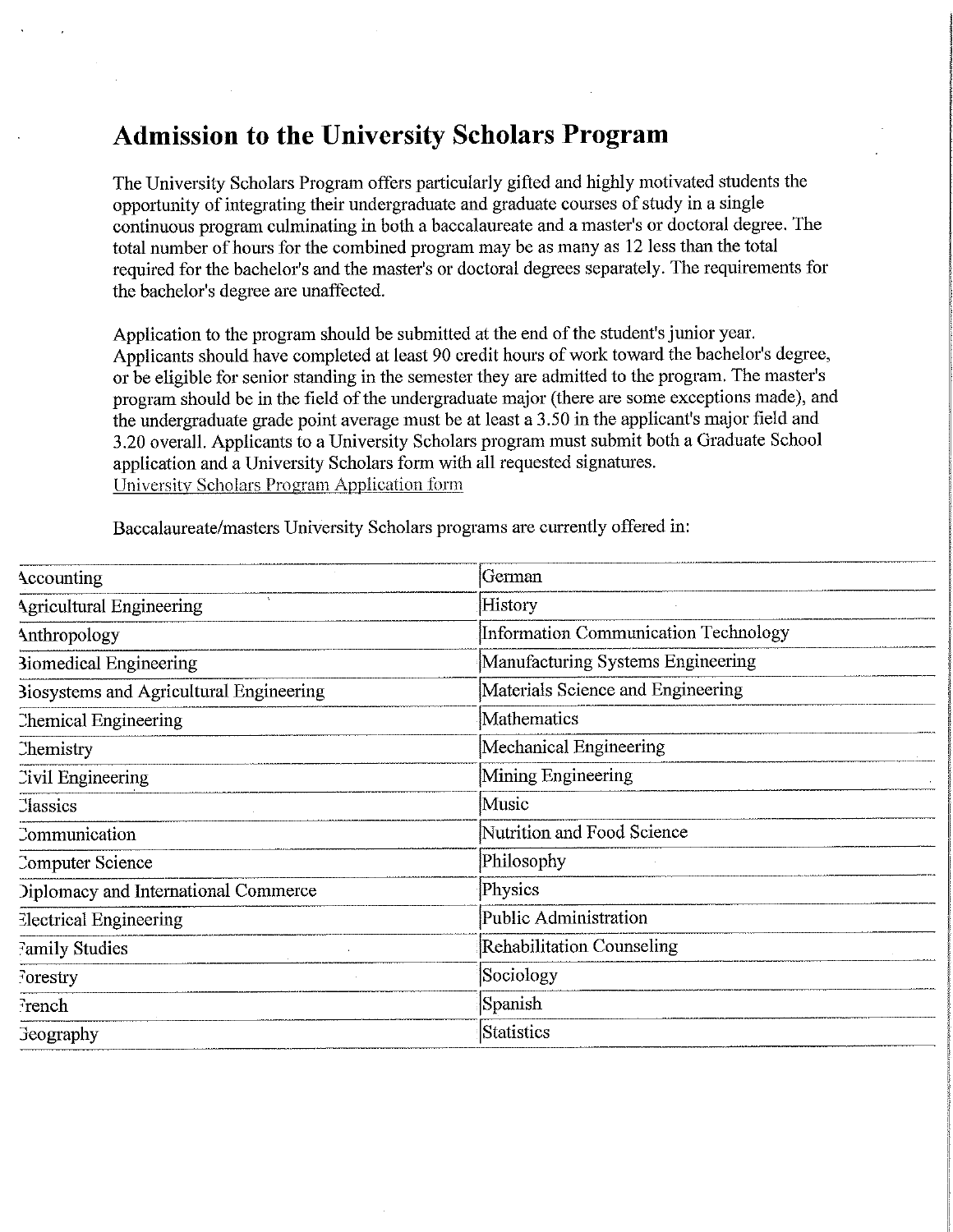# Admission to the University Scholars Program

The University Scholars Program offers particularly gifted and highly motivated students the opportunity of integrating their undergraduate and graduate courses of study in a single continuous program culminating in both a baccalaureate and a master's or doctoral degree. The total number of hours for the combined program may be as many as 12 less than the total required for the bachelor's and the master's or doctoral degrees separately. The requirements for the bachelor's degree are unaffected.

Application to the program should be submitted at the end of the student's junior year. Applicants should have completed at least 90 credit hours of work toward the bachelor's degree, or be eligible for senior standing in the semester they are admitted to the program. The master's program should be in the field of the undergraduate major (there are some exceptions made), and the undergraduate grade point average must be at least a 3.50 in the applicant's major field and 3.20 overall. Applicants to a University Scholars program must submit both a Graduate School application and a University Scholars form with all requested signatures.
University Scholars Program Application form

Baccalaureate/masters University Scholars programs are currently offered in:

| | |
|---|---|
| Accounting | German |
| Agricultural Engineering | History |
| Anthropology | Information Communication Technology |
| Biomedical Engineering | Manufacturing Systems Engineering |
| Biosystems and Agricultural Engineering | Materials Science and Engineering |
| Chemical Engineering | Mathematics |
| Chemistry | Mechanical Engineering |
| Civil Engineering | Mining Engineering |
| Classics | Music |
| Communication | Nutrition and Food Science |
| Computer Science | Philosophy |
| Diplomacy and International Commerce | Physics |
| Electrical Engineering | Public Administration |
| Family Studies | Rehabilitation Counseling |
| Forestry | Sociology |
| French | Spanish |
| Geography | Statistics |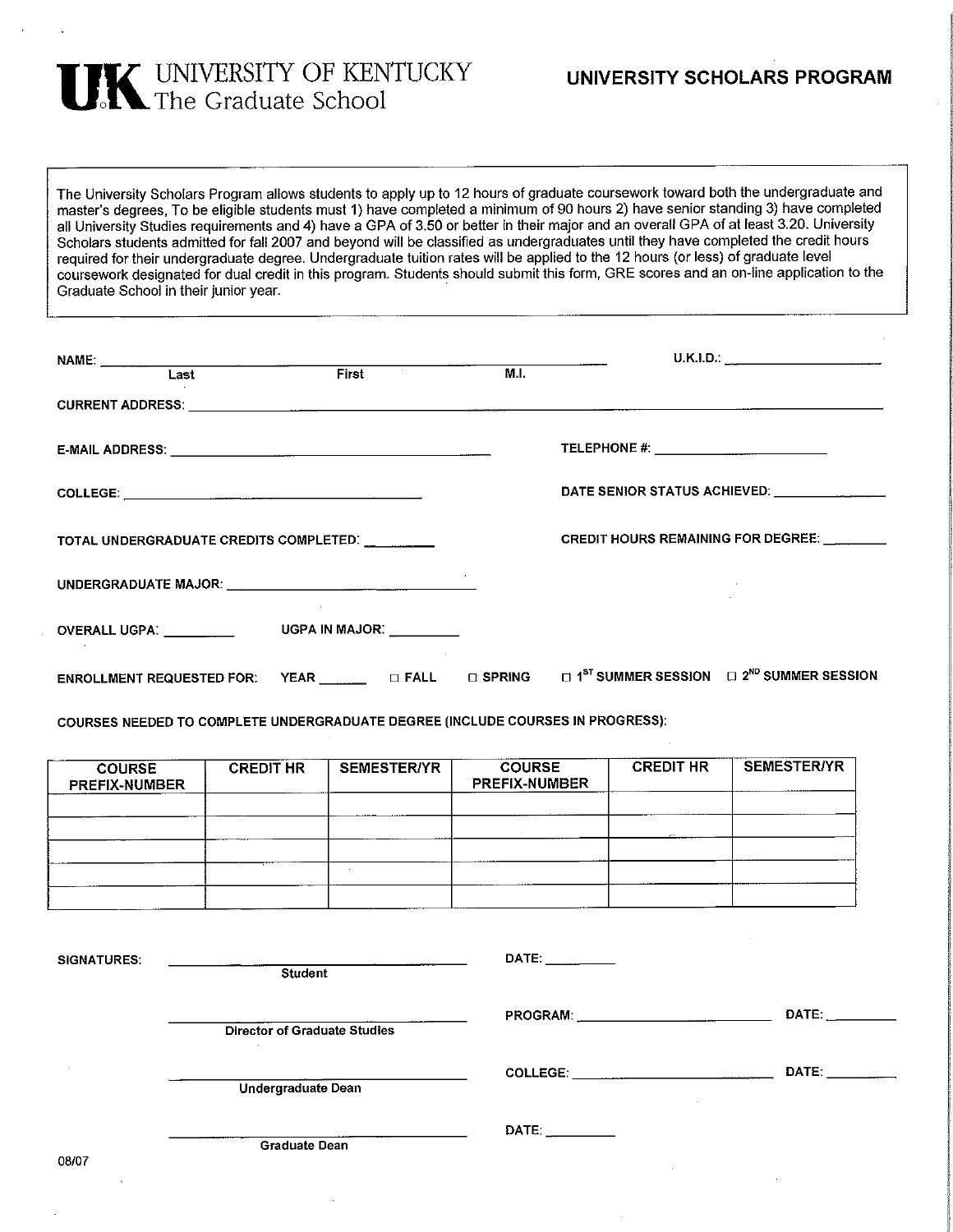# UNIVERSITY OF KENTUCKY
## The Graduate School

## UNIVERSITY SCHOLARS PROGRAM

The University Scholars Program allows students to apply up to 12 hours of graduate coursework toward both the undergraduate and master's degrees, To be eligible students must 1) have completed a minimum of 90 hours 2) have senior standing 3) have completed all University Studies requirements and 4) have a GPA of 3.50 or better in their major and an overall GPA of at least 3.20. University Scholars students admitted for fall 2007 and beyond will be classified as undergraduates until they have completed the credit hours required for their undergraduate degree. Undergraduate tuition rates will be applied to the 12 hours (or less) of graduate level coursework designated for dual credit in this program. Students should submit this form, GRE scores and an on-line application to the Graduate School in their junior year.

**NAME:** ____________________ (Last) ____________________ (First) ______ (M.I.)  **U.K.I.D.:** ____________________

**CURRENT ADDRESS:** ________________________________________

**E-MAIL ADDRESS:** ____________________  **TELEPHONE #:** ____________________

**COLLEGE:** ____________________  **DATE SENIOR STATUS ACHIEVED:** ____________

**TOTAL UNDERGRADUATE CREDITS COMPLETED:** ________  **CREDIT HOURS REMAINING FOR DEGREE:** ________

**UNDERGRADUATE MAJOR:** ____________________

**OVERALL UGPA:** ________  **UGPA IN MAJOR:** ________

**ENROLLMENT REQUESTED FOR:** YEAR ______ □ FALL □ SPRING □ 1ST SUMMER SESSION □ 2ND SUMMER SESSION

**COURSES NEEDED TO COMPLETE UNDERGRADUATE DEGREE (INCLUDE COURSES IN PROGRESS):**

| COURSE PREFIX-NUMBER | CREDIT HR | SEMESTER/YR | COURSE PREFIX-NUMBER | CREDIT HR | SEMESTER/YR |
|---|---|---|---|---|---|
| | | | | | |
| | | | | | |
| | | | | | |
| | | | | | |
| | | | | | |

**SIGNATURES:**

____________________ Student  DATE: ________

____________________ Director of Graduate Studies  PROGRAM: ____________________ DATE: ________

____________________ Undergraduate Dean  COLLEGE: ____________________ DATE: ________

____________________ Graduate Dean  DATE: ________

08/07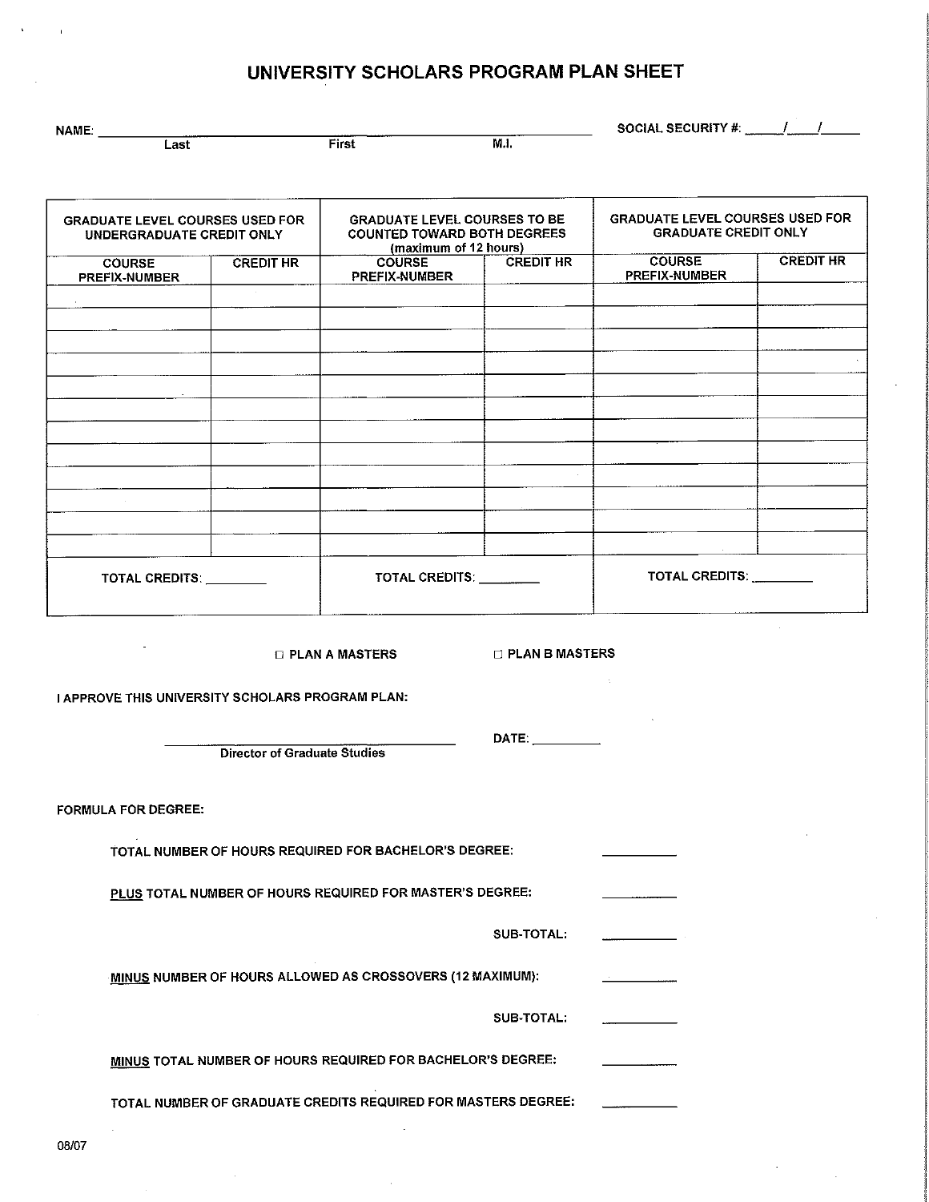# UNIVERSITY SCHOLARS PROGRAM PLAN SHEET

NAME: ______________________________________________
Last First M.I.

SOCIAL SECURITY #: _____/_____/_____

| GRADUATE LEVEL COURSES USED FOR UNDERGRADUATE CREDIT ONLY | | GRADUATE LEVEL COURSES TO BE COUNTED TOWARD BOTH DEGREES (maximum of 12 hours) | | GRADUATE LEVEL COURSES USED FOR GRADUATE CREDIT ONLY | |
|---|---|---|---|---|---|
| COURSE PREFIX-NUMBER | CREDIT HR | COURSE PREFIX-NUMBER | CREDIT HR | COURSE PREFIX-NUMBER | CREDIT HR |
| | | | | | |
| | | | | | |
| | | | | | |
| | | | | | |
| | | | | | |
| | | | | | |
| | | | | | |
| | | | | | |
| | | | | | |
| | | | | | |
| | | | | | |
| | | | | | |
| TOTAL CREDITS: _________ | | TOTAL CREDITS: _________ | | TOTAL CREDITS: _________ | |

☐ PLAN A MASTERS ☐ PLAN B MASTERS

I APPROVE THIS UNIVERSITY SCHOLARS PROGRAM PLAN:

______________________________________ DATE: __________
Director of Graduate Studies

FORMULA FOR DEGREE:

TOTAL NUMBER OF HOURS REQUIRED FOR BACHELOR'S DEGREE: __________

PLUS TOTAL NUMBER OF HOURS REQUIRED FOR MASTER'S DEGREE: __________

SUB-TOTAL: __________

MINUS NUMBER OF HOURS ALLOWED AS CROSSOVERS (12 MAXIMUM): __________

SUB-TOTAL: __________

MINUS TOTAL NUMBER OF HOURS REQUIRED FOR BACHELOR'S DEGREE: __________

TOTAL NUMBER OF GRADUATE CREDITS REQUIRED FOR MASTERS DEGREE: __________

08/07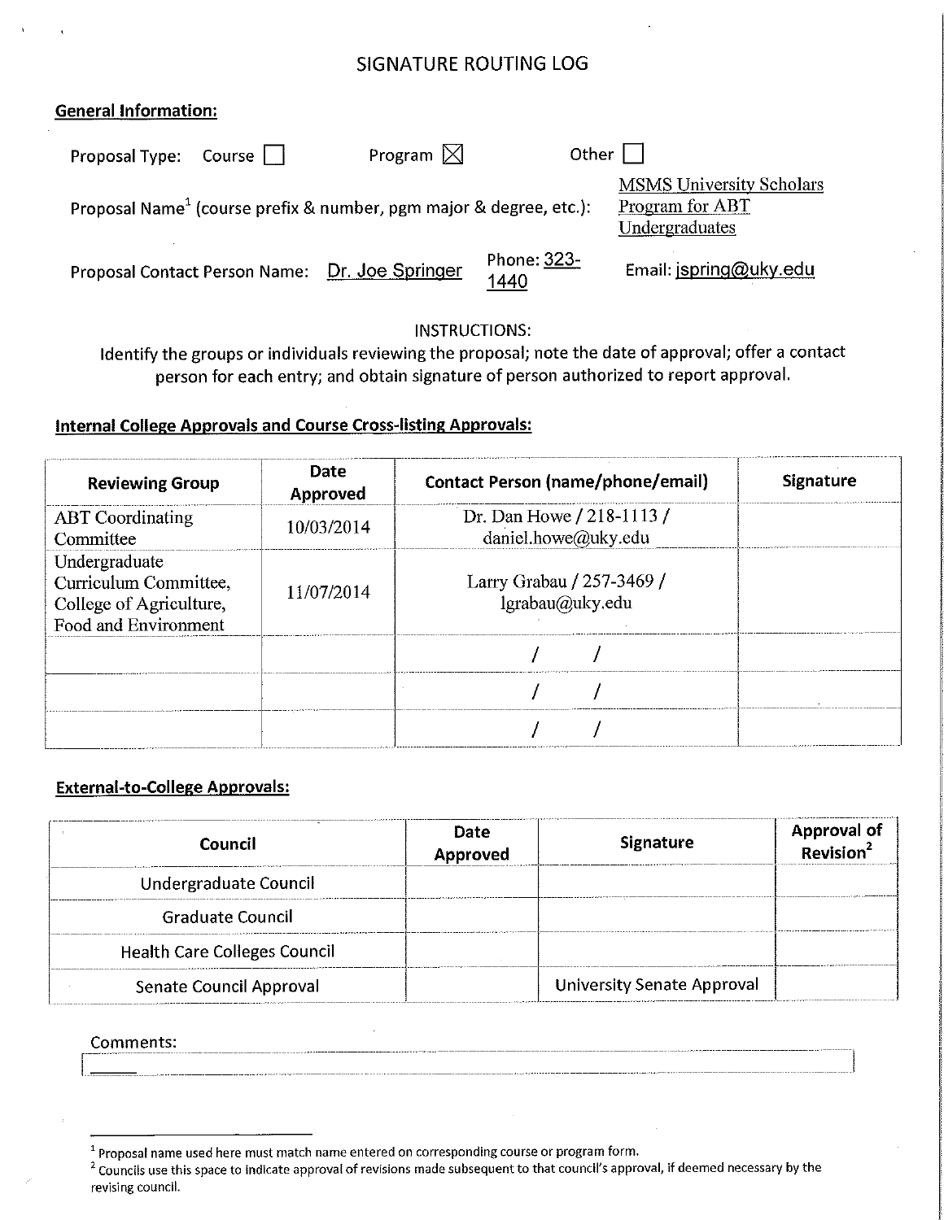# SIGNATURE ROUTING LOG

**General Information:**

Proposal Type: Course ☐ Program ☒ Other ☐

Proposal Name[1] (course prefix & number, pgm major & degree, etc.): MSMS University Scholars Program for ABT Undergraduates

Proposal Contact Person Name: Dr. Joe Springer Phone: 323-1440 Email: jspring@uky.edu

INSTRUCTIONS:

Identify the groups or individuals reviewing the proposal; note the date of approval; offer a contact person for each entry; and obtain signature of person authorized to report approval.

**Internal College Approvals and Course Cross-listing Approvals:**

| Reviewing Group | Date Approved | Contact Person (name/phone/email) | Signature |
|---|---|---|---|
| ABT Coordinating Committee | 10/03/2014 | Dr. Dan Howe / 218-1113 / daniel.howe@uky.edu | |
| Undergraduate Curriculum Committee, College of Agriculture, Food and Environment | 11/07/2014 | Larry Grabau / 257-3469 / lgrabau@uky.edu | |
| | | / / | |
| | | / / | |
| | | / / | |

**External-to-College Approvals:**

| Council | Date Approved | Signature | Approval of Revision[2] |
|---|---|---|---|
| Undergraduate Council | | | |
| Graduate Council | | | |
| Health Care Colleges Council | | | |
| Senate Council Approval | | University Senate Approval | |

Comments:

---

[1] Proposal name used here must match name entered on corresponding course or program form.

[2] Councils use this space to indicate approval of revisions made subsequent to that council's approval, if deemed necessary by the revising council.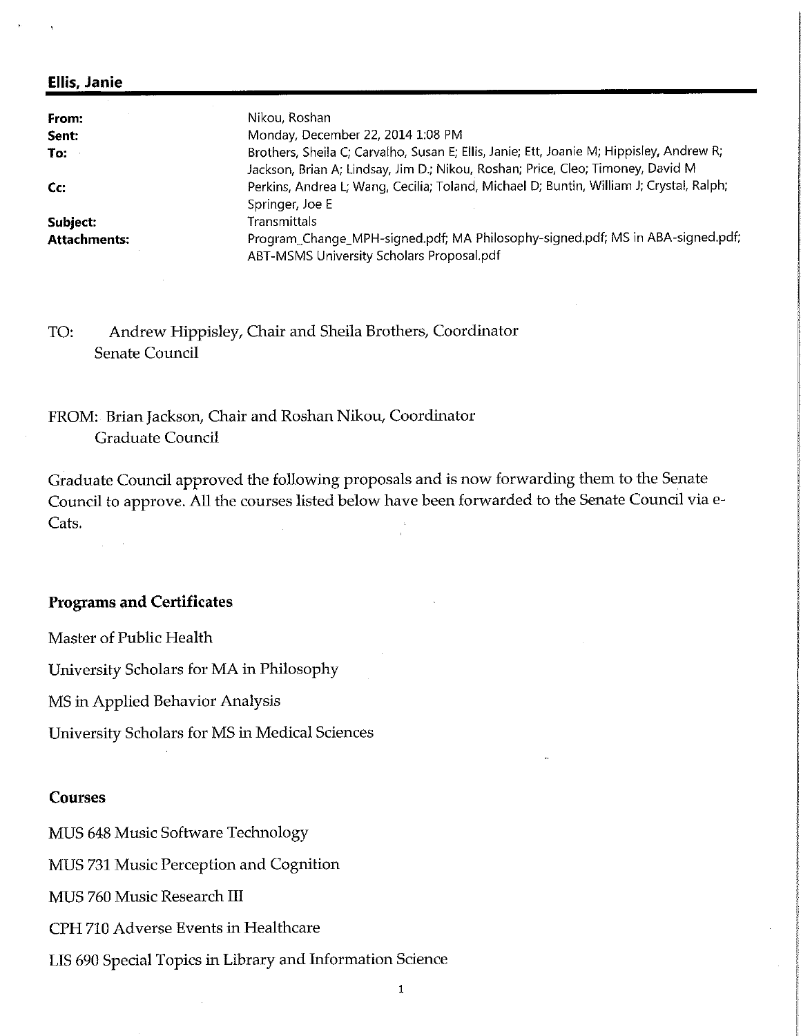**Ellis, Janie**

| | |
|---|---|
| **From:** | Nikou, Roshan |
| **Sent:** | Monday, December 22, 2014 1:08 PM |
| **To:** | Brothers, Sheila C; Carvalho, Susan E; Ellis, Janie; Ett, Joanie M; Hippisley, Andrew R; Jackson, Brian A; Lindsay, Jim D.; Nikou, Roshan; Price, Cleo; Timoney, David M |
| **Cc:** | Perkins, Andrea L; Wang, Cecilia; Toland, Michael D; Buntin, William J; Crystal, Ralph; Springer, Joe E |
| **Subject:** | Transmittals |
| **Attachments:** | Program_Change_MPH-signed.pdf; MA Philosophy-signed.pdf; MS in ABA-signed.pdf; ABT-MSMS University Scholars Proposal.pdf |

TO: Andrew Hippisley, Chair and Sheila Brothers, Coordinator
Senate Council

FROM: Brian Jackson, Chair and Roshan Nikou, Coordinator
Graduate Council

Graduate Council approved the following proposals and is now forwarding them to the Senate Council to approve. All the courses listed below have been forwarded to the Senate Council via e-Cats.

**Programs and Certificates**

Master of Public Health

University Scholars for MA in Philosophy

MS in Applied Behavior Analysis

University Scholars for MS in Medical Sciences

**Courses**

MUS 648 Music Software Technology

MUS 731 Music Perception and Cognition

MUS 760 Music Research III

CPH 710 Adverse Events in Healthcare

LIS 690 Special Topics in Library and Information Science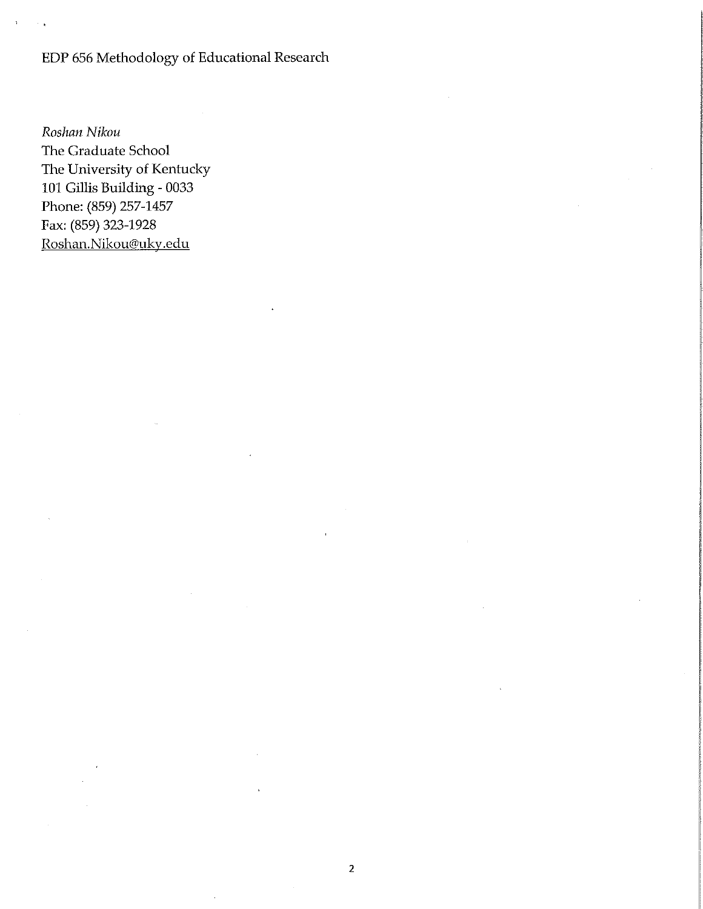EDP 656 Methodology of Educational Research

*Roshan Nikou*
The Graduate School
The University of Kentucky
101 Gillis Building - 0033
Phone: (859) 257-1457
Fax: (859) 323-1928
Roshan.Nikou@uky.edu